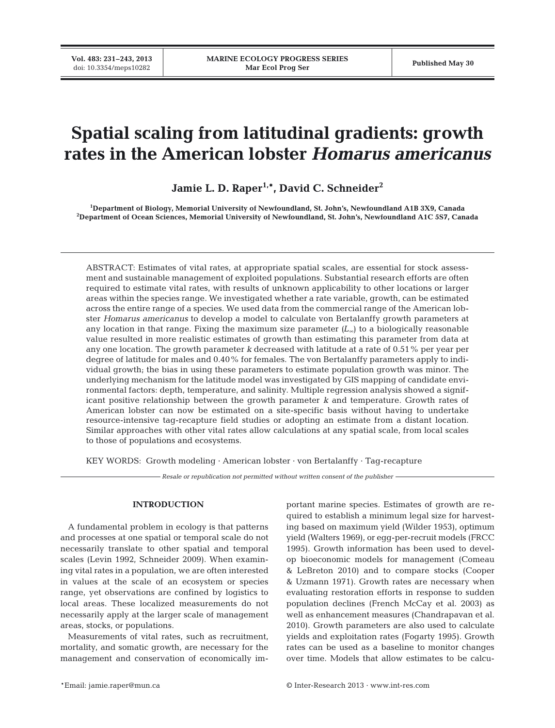# Spatial scaling from latitudinal gradients: growth rates in the American lobster *Homarus americanus*

**Jamie L. D. Raper[1,*], David C. Schneider[2]**

[1]Department of Biology, Memorial University of Newfoundland, St. John's, Newfoundland A1B 3X9, Canada
[2]Department of Ocean Sciences, Memorial University of Newfoundland, St. John's, Newfoundland A1C 5S7, Canada

ABSTRACT: Estimates of vital rates, at appropriate spatial scales, are essential for stock assessment and sustainable management of exploited populations. Substantial research efforts are often required to estimate vital rates, with results of unknown applicability to other locations or larger areas within the species range. We investigated whether a rate variable, growth, can be estimated across the entire range of a species. We used data from the commercial range of the American lobster *Homarus americanus* to develop a model to calculate von Bertalanffy growth parameters at any location in that range. Fixing the maximum size parameter ($L_\infty$) to a biologically reasonable value resulted in more realistic estimates of growth than estimating this parameter from data at any one location. The growth parameter *k* decreased with latitude at a rate of 0.51% per year per degree of latitude for males and 0.40% for females. The von Bertalanffy parameters apply to individual growth; the bias in using these parameters to estimate population growth was minor. The underlying mechanism for the latitude model was investigated by GIS mapping of candidate environmental factors: depth, temperature, and salinity. Multiple regression analysis showed a significant positive relationship between the growth parameter *k* and temperature. Growth rates of American lobster can now be estimated on a site-specific basis without having to undertake resource-intensive tag-recapture field studies or adopting an estimate from a distant location. Similar approaches with other vital rates allow calculations at any spatial scale, from local scales to those of populations and ecosystems.

KEY WORDS: Growth modeling · American lobster · von Bertalanffy · Tag-recapture

*Resale or republication not permitted without written consent of the publisher*

## INTRODUCTION

A fundamental problem in ecology is that patterns and processes at one spatial or temporal scale do not necessarily translate to other spatial and temporal scales (Levin 1992, Schneider 2009). When examining vital rates in a population, we are often interested in values at the scale of an ecosystem or species range, yet observations are confined by logistics to local areas. These localized measurements do not necessarily apply at the larger scale of management areas, stocks, or populations.

Measurements of vital rates, such as recruitment, mortality, and somatic growth, are necessary for the management and conservation of economically important marine species. Estimates of growth are required to establish a minimum legal size for harvesting based on maximum yield (Wilder 1953), optimum yield (Walters 1969), or egg-per-recruit models (FRCC 1995). Growth information has been used to develop bioeconomic models for management (Comeau & LeBreton 2010) and to compare stocks (Cooper & Uzmann 1971). Growth rates are necessary when evaluating restoration efforts in response to sudden population declines (French McCay et al. 2003) as well as enhancement measures (Chandrapavan et al. 2010). Growth parameters are also used to calculate yields and exploitation rates (Fogarty 1995). Growth rates can be used as a baseline to monitor changes over time. Models that allow estimates to be calcu-

*Email: jamie.raper@mun.ca

© Inter-Research 2013 · www.int-res.com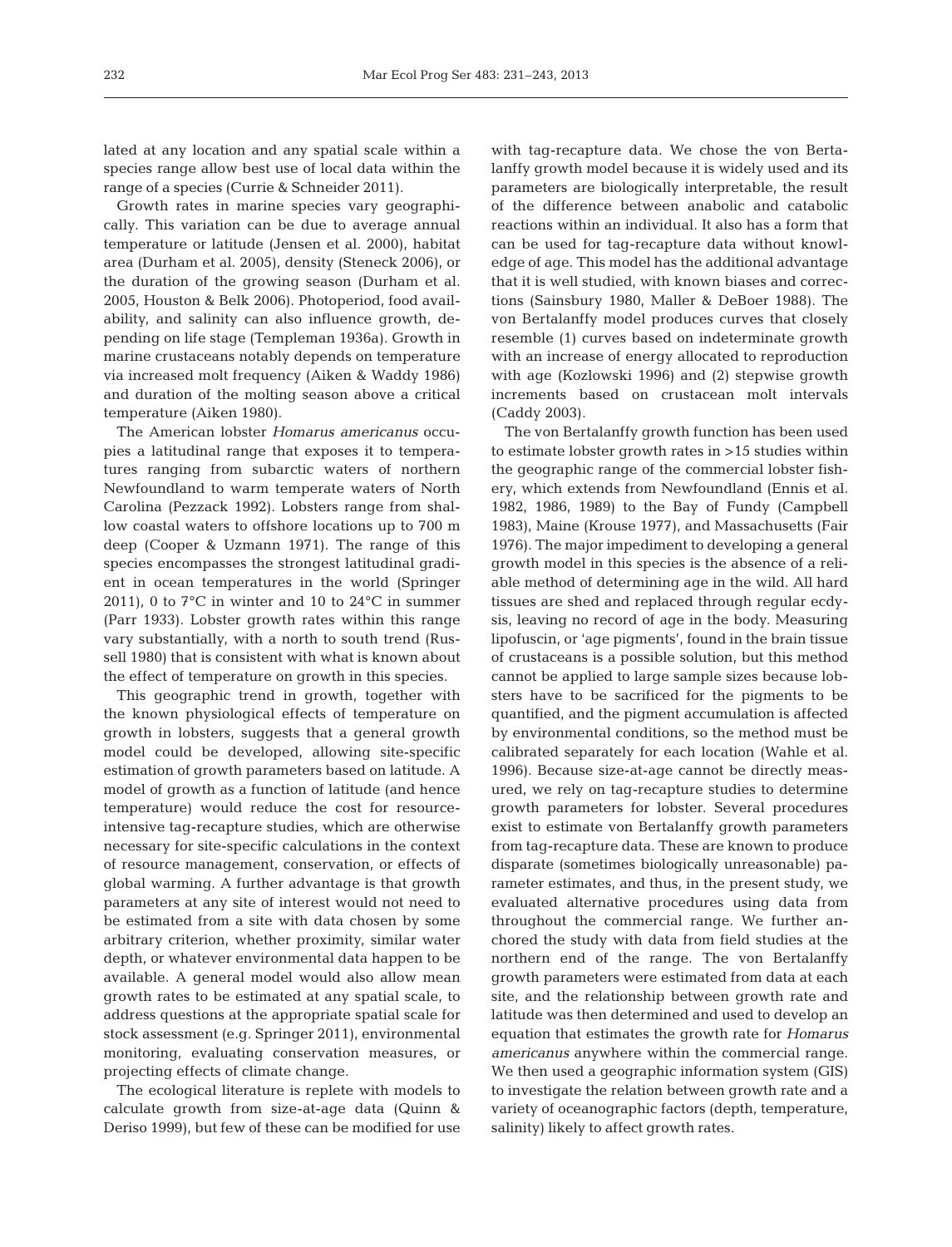lated at any location and any spatial scale within a species range allow best use of local data within the range of a species (Currie & Schneider 2011).

Growth rates in marine species vary geographically. This variation can be due to average annual temperature or latitude (Jensen et al. 2000), habitat area (Durham et al. 2005), density (Steneck 2006), or the duration of the growing season (Durham et al. 2005, Houston & Belk 2006). Photoperiod, food availability, and salinity can also influence growth, depending on life stage (Templeman 1936a). Growth in marine crustaceans notably depends on temperature via increased molt frequency (Aiken & Waddy 1986) and duration of the molting season above a critical temperature (Aiken 1980).

The American lobster *Homarus americanus* occupies a latitudinal range that exposes it to temperatures ranging from subarctic waters of northern Newfoundland to warm temperate waters of North Carolina (Pezzack 1992). Lobsters range from shallow coastal waters to offshore locations up to 700 m deep (Cooper & Uzmann 1971). The range of this species encompasses the strongest latitudinal gradient in ocean temperatures in the world (Springer 2011), 0 to 7°C in winter and 10 to 24°C in summer (Parr 1933). Lobster growth rates within this range vary substantially, with a north to south trend (Russell 1980) that is consistent with what is known about the effect of temperature on growth in this species.

This geographic trend in growth, together with the known physiological effects of temperature on growth in lobsters, suggests that a general growth model could be developed, allowing site-specific estimation of growth parameters based on latitude. A model of growth as a function of latitude (and hence temperature) would reduce the cost for resource-intensive tag-recapture studies, which are otherwise necessary for site-specific calculations in the context of resource management, conservation, or effects of global warming. A further advantage is that growth parameters at any site of interest would not need to be estimated from a site with data chosen by some arbitrary criterion, whether proximity, similar water depth, or whatever environmental data happen to be available. A general model would also allow mean growth rates to be estimated at any spatial scale, to address questions at the appropriate spatial scale for stock assessment (e.g. Springer 2011), environmental monitoring, evaluating conservation measures, or projecting effects of climate change.

The ecological literature is replete with models to calculate growth from size-at-age data (Quinn & Deriso 1999), but few of these can be modified for use with tag-recapture data. We chose the von Bertalanffy growth model because it is widely used and its parameters are biologically interpretable, the result of the difference between anabolic and catabolic reactions within an individual. It also has a form that can be used for tag-recapture data without knowledge of age. This model has the additional advantage that it is well studied, with known biases and corrections (Sainsbury 1980, Maller & DeBoer 1988). The von Bertalanffy model produces curves that closely resemble (1) curves based on indeterminate growth with an increase of energy allocated to reproduction with age (Kozlowski 1996) and (2) stepwise growth increments based on crustacean molt intervals (Caddy 2003).

The von Bertalanffy growth function has been used to estimate lobster growth rates in >15 studies within the geographic range of the commercial lobster fishery, which extends from Newfoundland (Ennis et al. 1982, 1986, 1989) to the Bay of Fundy (Campbell 1983), Maine (Krouse 1977), and Massachusetts (Fair 1976). The major impediment to developing a general growth model in this species is the absence of a reliable method of determining age in the wild. All hard tissues are shed and replaced through regular ecdysis, leaving no record of age in the body. Measuring lipofuscin, or 'age pigments', found in the brain tissue of crustaceans is a possible solution, but this method cannot be applied to large sample sizes because lobsters have to be sacrificed for the pigments to be quantified, and the pigment accumulation is affected by environmental conditions, so the method must be calibrated separately for each location (Wahle et al. 1996). Because size-at-age cannot be directly measured, we rely on tag-recapture studies to determine growth parameters for lobster. Several procedures exist to estimate von Bertalanffy growth parameters from tag-recapture data. These are known to produce disparate (sometimes biologically unreasonable) parameter estimates, and thus, in the present study, we evaluated alternative procedures using data from throughout the commercial range. We further anchored the study with data from field studies at the northern end of the range. The von Bertalanffy growth parameters were estimated from data at each site, and the relationship between growth rate and latitude was then determined and used to develop an equation that estimates the growth rate for *Homarus americanus* anywhere within the commercial range. We then used a geographic information system (GIS) to investigate the relation between growth rate and a variety of oceanographic factors (depth, temperature, salinity) likely to affect growth rates.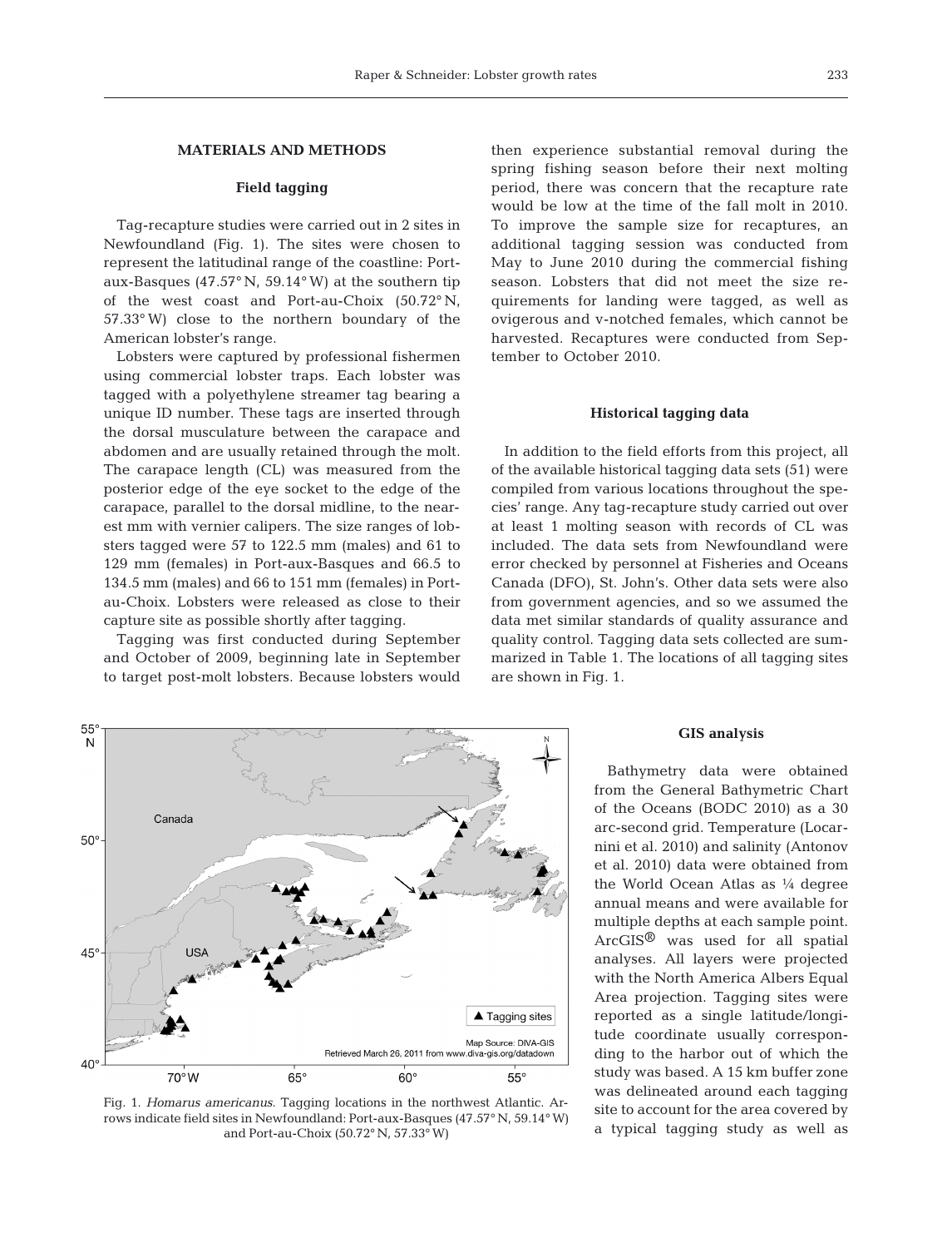## MATERIALS AND METHODS

### Field tagging

Tag-recapture studies were carried out in 2 sites in Newfoundland (Fig. 1). The sites were chosen to represent the latitudinal range of the coastline: Port-aux-Basques (47.57° N, 59.14° W) at the southern tip of the west coast and Port-au-Choix (50.72° N, 57.33° W) close to the northern boundary of the American lobster's range.

Lobsters were captured by professional fishermen using commercial lobster traps. Each lobster was tagged with a polyethylene streamer tag bearing a unique ID number. These tags are inserted through the dorsal musculature between the carapace and abdomen and are usually retained through the molt. The carapace length (CL) was measured from the posterior edge of the eye socket to the edge of the carapace, parallel to the dorsal midline, to the nearest mm with vernier calipers. The size ranges of lobsters tagged were 57 to 122.5 mm (males) and 61 to 129 mm (females) in Port-aux-Basques and 66.5 to 134.5 mm (males) and 66 to 151 mm (females) in Port-au-Choix. Lobsters were released as close to their capture site as possible shortly after tagging.

Tagging was first conducted during September and October of 2009, beginning late in September to target post-molt lobsters. Because lobsters would then experience substantial removal during the spring fishing season before their next molting period, there was concern that the recapture rate would be low at the time of the fall molt in 2010. To improve the sample size for recaptures, an additional tagging session was conducted from May to June 2010 during the commercial fishing season. Lobsters that did not meet the size requirements for landing were tagged, as well as ovigerous and v-notched females, which cannot be harvested. Recaptures were conducted from September to October 2010.

### Historical tagging data

In addition to the field efforts from this project, all of the available historical tagging data sets (51) were compiled from various locations throughout the species' range. Any tag-recapture study carried out over at least 1 molting season with records of CL was included. The data sets from Newfoundland were error checked by personnel at Fisheries and Oceans Canada (DFO), St. John's. Other data sets were also from government agencies, and so we assumed the data met similar standards of quality assurance and quality control. Tagging data sets collected are summarized in Table 1. The locations of all tagging sites are shown in Fig. 1.

Fig. 1. *Homarus americanus*. Tagging locations in the northwest Atlantic. Arrows indicate field sites in Newfoundland: Port-aux-Basques (47.57° N, 59.14° W) and Port-au-Choix (50.72° N, 57.33° W)

### GIS analysis

Bathymetry data were obtained from the General Bathymetric Chart of the Oceans (BODC 2010) as a 30 arc-second grid. Temperature (Locarnini et al. 2010) and salinity (Antonov et al. 2010) data were obtained from the World Ocean Atlas as ¼ degree annual means and were available for multiple depths at each sample point. ArcGIS® was used for all spatial analyses. All layers were projected with the North America Albers Equal Area projection. Tagging sites were reported as a single latitude/longitude coordinate usually corresponding to the harbor out of which the study was based. A 15 km buffer zone was delineated around each tagging site to account for the area covered by a typical tagging study as well as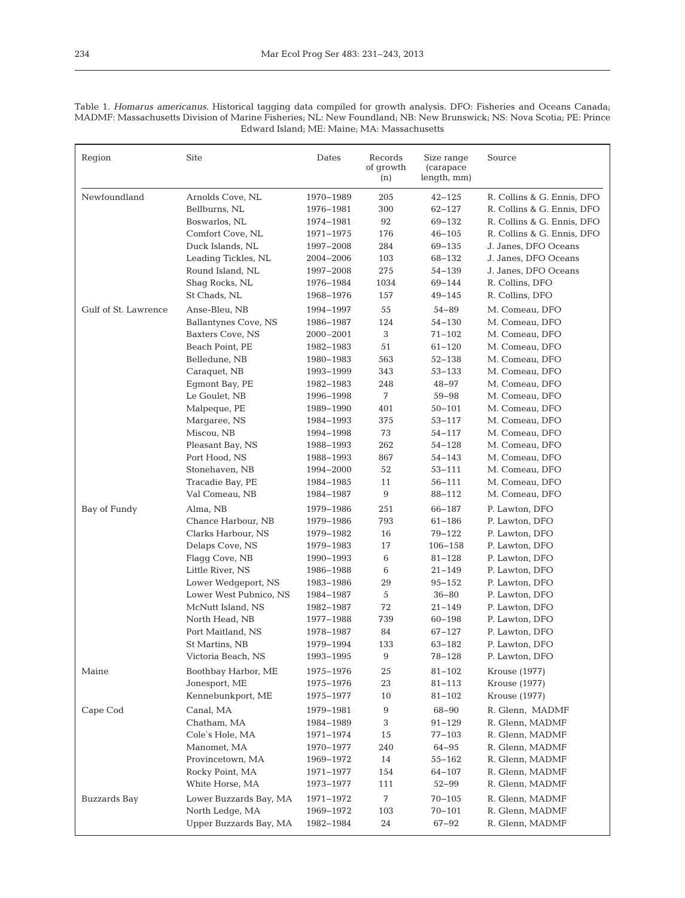Table 1. *Homarus americanus*. Historical tagging data compiled for growth analysis. DFO: Fisheries and Oceans Canada; MADMF: Massachusetts Division of Marine Fisheries; NL: New Foundland; NB: New Brunswick; NS: Nova Scotia; PE: Prince Edward Island; ME: Maine; MA: Massachusetts

| Region | Site | Dates | Records of growth (n) | Size range (carapace length, mm) | Source |
|---|---|---|---|---|---|
| Newfoundland | Arnolds Cove, NL | 1970–1989 | 205 | 42–125 | R. Collins & G. Ennis, DFO |
| | Bellburns, NL | 1976–1981 | 300 | 62–127 | R. Collins & G. Ennis, DFO |
| | Boswarlos, NL | 1974–1981 | 92 | 69–132 | R. Collins & G. Ennis, DFO |
| | Comfort Cove, NL | 1971–1975 | 176 | 46–105 | R. Collins & G. Ennis, DFO |
| | Duck Islands, NL | 1997–2008 | 284 | 69–135 | J. Janes, DFO Oceans |
| | Leading Tickles, NL | 2004–2006 | 103 | 68–132 | J. Janes, DFO Oceans |
| | Round Island, NL | 1997–2008 | 275 | 54–139 | J. Janes, DFO Oceans |
| | Shag Rocks, NL | 1976–1984 | 1034 | 69–144 | R. Collins, DFO |
| | St Chads, NL | 1968–1976 | 157 | 49–145 | R. Collins, DFO |
| Gulf of St. Lawrence | Anse-Bleu, NB | 1994–1997 | 55 | 54–89 | M. Comeau, DFO |
| | Ballantynes Cove, NS | 1986–1987 | 124 | 54–130 | M. Comeau, DFO |
| | Baxters Cove, NS | 2000–2001 | 3 | 71–102 | M. Comeau, DFO |
| | Beach Point, PE | 1982–1983 | 51 | 61–120 | M. Comeau, DFO |
| | Belledune, NB | 1980–1983 | 563 | 52–138 | M. Comeau, DFO |
| | Caraquet, NB | 1993–1999 | 343 | 53–133 | M. Comeau, DFO |
| | Egmont Bay, PE | 1982–1983 | 248 | 48–97 | M. Comeau, DFO |
| | Le Goulet, NB | 1996–1998 | 7 | 59–98 | M. Comeau, DFO |
| | Malpeque, PE | 1989–1990 | 401 | 50–101 | M. Comeau, DFO |
| | Margaree, NS | 1984–1993 | 375 | 53–117 | M. Comeau, DFO |
| | Miscou, NB | 1994–1998 | 73 | 54–117 | M. Comeau, DFO |
| | Pleasant Bay, NS | 1988–1993 | 262 | 54–128 | M. Comeau, DFO |
| | Port Hood, NS | 1988–1993 | 867 | 54–143 | M. Comeau, DFO |
| | Stonehaven, NB | 1994–2000 | 52 | 53–111 | M. Comeau, DFO |
| | Tracadie Bay, PE | 1984–1985 | 11 | 56–111 | M. Comeau, DFO |
| | Val Comeau, NB | 1984–1987 | 9 | 88–112 | M. Comeau, DFO |
| Bay of Fundy | Alma, NB | 1979–1986 | 251 | 66–187 | P. Lawton, DFO |
| | Chance Harbour, NB | 1979–1986 | 793 | 61–186 | P. Lawton, DFO |
| | Clarks Harbour, NS | 1979–1982 | 16 | 79–122 | P. Lawton, DFO |
| | Delaps Cove, NS | 1979–1983 | 17 | 106–158 | P. Lawton, DFO |
| | Flagg Cove, NB | 1990–1993 | 6 | 81–128 | P. Lawton, DFO |
| | Little River, NS | 1986–1988 | 6 | 21–149 | P. Lawton, DFO |
| | Lower Wedgeport, NS | 1983–1986 | 29 | 95–152 | P. Lawton, DFO |
| | Lower West Pubnico, NS | 1984–1987 | 5 | 36–80 | P. Lawton, DFO |
| | McNutt Island, NS | 1982–1987 | 72 | 21–149 | P. Lawton, DFO |
| | North Head, NB | 1977–1988 | 739 | 60–198 | P. Lawton, DFO |
| | Port Maitland, NS | 1978–1987 | 84 | 67–127 | P. Lawton, DFO |
| | St Martins, NB | 1979–1994 | 133 | 63–182 | P. Lawton, DFO |
| | Victoria Beach, NS | 1993–1995 | 9 | 78–128 | P. Lawton, DFO |
| Maine | Boothbay Harbor, ME | 1975–1976 | 25 | 81–102 | Krouse (1977) |
| | Jonesport, ME | 1975–1976 | 23 | 81–113 | Krouse (1977) |
| | Kennebunkport, ME | 1975–1977 | 10 | 81–102 | Krouse (1977) |
| Cape Cod | Canal, MA | 1979–1981 | 9 | 68–90 | R. Glenn, MADMF |
| | Chatham, MA | 1984–1989 | 3 | 91–129 | R. Glenn, MADMF |
| | Cole`s Hole, MA | 1971–1974 | 15 | 77–103 | R. Glenn, MADMF |
| | Manomet, MA | 1970–1977 | 240 | 64–95 | R. Glenn, MADMF |
| | Provincetown, MA | 1969–1972 | 14 | 55–162 | R. Glenn, MADMF |
| | Rocky Point, MA | 1971–1977 | 154 | 64–107 | R. Glenn, MADMF |
| | White Horse, MA | 1973–1977 | 111 | 52–99 | R. Glenn, MADMF |
| Buzzards Bay | Lower Buzzards Bay, MA | 1971–1972 | 7 | 70–105 | R. Glenn, MADMF |
| | North Ledge, MA | 1969–1972 | 103 | 70–101 | R. Glenn, MADMF |
| | Upper Buzzards Bay, MA | 1982–1984 | 24 | 67–92 | R. Glenn, MADMF |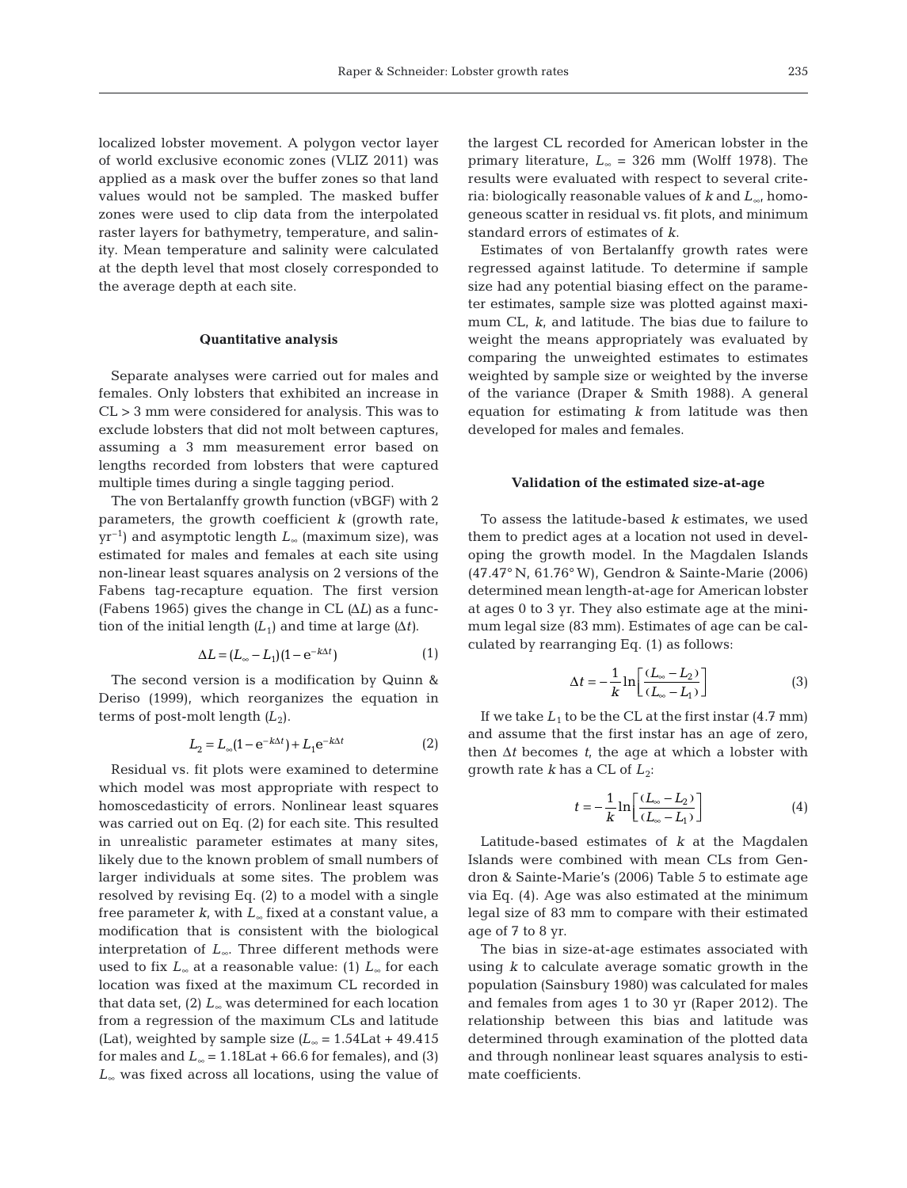localized lobster movement. A polygon vector layer of world exclusive economic zones (VLIZ 2011) was applied as a mask over the buffer zones so that land values would not be sampled. The masked buffer zones were used to clip data from the interpolated raster layers for bathymetry, temperature, and salinity. Mean temperature and salinity were calculated at the depth level that most closely corresponded to the average depth at each site.

### Quantitative analysis

Separate analyses were carried out for males and females. Only lobsters that exhibited an increase in CL > 3 mm were considered for analysis. This was to exclude lobsters that did not molt between captures, assuming a 3 mm measurement error based on lengths recorded from lobsters that were captured multiple times during a single tagging period.

The von Bertalanffy growth function (vBGF) with 2 parameters, the growth coefficient $k$ (growth rate, $\text{yr}^{-1}$) and asymptotic length $L_\infty$ (maximum size), was estimated for males and females at each site using non-linear least squares analysis on 2 versions of the Fabens tag-recapture equation. The first version (Fabens 1965) gives the change in CL ($\Delta L$) as a function of the initial length ($L_1$) and time at large ($\Delta t$).

$$\Delta L = (L_\infty - L_1)(1 - e^{-k\Delta t}) \tag{1}$$

The second version is a modification by Quinn & Deriso (1999), which reorganizes the equation in terms of post-molt length ($L_2$).

$$L_2 = L_\infty(1 - e^{-k\Delta t}) + L_1 e^{-k\Delta t} \tag{2}$$

Residual vs. fit plots were examined to determine which model was most appropriate with respect to homoscedasticity of errors. Nonlinear least squares was carried out on Eq. (2) for each site. This resulted in unrealistic parameter estimates at many sites, likely due to the known problem of small numbers of larger individuals at some sites. The problem was resolved by revising Eq. (2) to a model with a single free parameter $k$, with $L_\infty$ fixed at a constant value, a modification that is consistent with the biological interpretation of $L_\infty$. Three different methods were used to fix $L_\infty$ at a reasonable value: (1) $L_\infty$ for each location was fixed at the maximum CL recorded in that data set, (2) $L_\infty$ was determined for each location from a regression of the maximum CLs and latitude (Lat), weighted by sample size ($L_\infty = 1.54\text{Lat} + 49.415$ for males and $L_\infty = 1.18\text{Lat} + 66.6$ for females), and (3) $L_\infty$ was fixed across all locations, using the value of the largest CL recorded for American lobster in the primary literature, $L_\infty$ = 326 mm (Wolff 1978). The results were evaluated with respect to several criteria: biologically reasonable values of $k$ and $L_\infty$, homogeneous scatter in residual vs. fit plots, and minimum standard errors of estimates of $k$.

Estimates of von Bertalanffy growth rates were regressed against latitude. To determine if sample size had any potential biasing effect on the parameter estimates, sample size was plotted against maximum CL, $k$, and latitude. The bias due to failure to weight the means appropriately was evaluated by comparing the unweighted estimates to estimates weighted by sample size or weighted by the inverse of the variance (Draper & Smith 1988). A general equation for estimating $k$ from latitude was then developed for males and females.

### Validation of the estimated size-at-age

To assess the latitude-based $k$ estimates, we used them to predict ages at a location not used in developing the growth model. In the Magdalen Islands (47.47° N, 61.76° W), Gendron & Sainte-Marie (2006) determined mean length-at-age for American lobster at ages 0 to 3 yr. They also estimate age at the minimum legal size (83 mm). Estimates of age can be calculated by rearranging Eq. (1) as follows:

$$\Delta t = -\frac{1}{k}\ln\left[\frac{(L_\infty - L_2)}{(L_\infty - L_1)}\right] \tag{3}$$

If we take $L_1$ to be the CL at the first instar (4.7 mm) and assume that the first instar has an age of zero, then $\Delta t$ becomes $t$, the age at which a lobster with growth rate $k$ has a CL of $L_2$:

$$t = -\frac{1}{k}\ln\left[\frac{(L_\infty - L_2)}{(L_\infty - L_1)}\right] \tag{4}$$

Latitude-based estimates of $k$ at the Magdalen Islands were combined with mean CLs from Gendron & Sainte-Marie's (2006) Table 5 to estimate age via Eq. (4). Age was also estimated at the minimum legal size of 83 mm to compare with their estimated age of 7 to 8 yr.

The bias in size-at-age estimates associated with using $k$ to calculate average somatic growth in the population (Sainsbury 1980) was calculated for males and females from ages 1 to 30 yr (Raper 2012). The relationship between this bias and latitude was determined through examination of the plotted data and through nonlinear least squares analysis to estimate coefficients.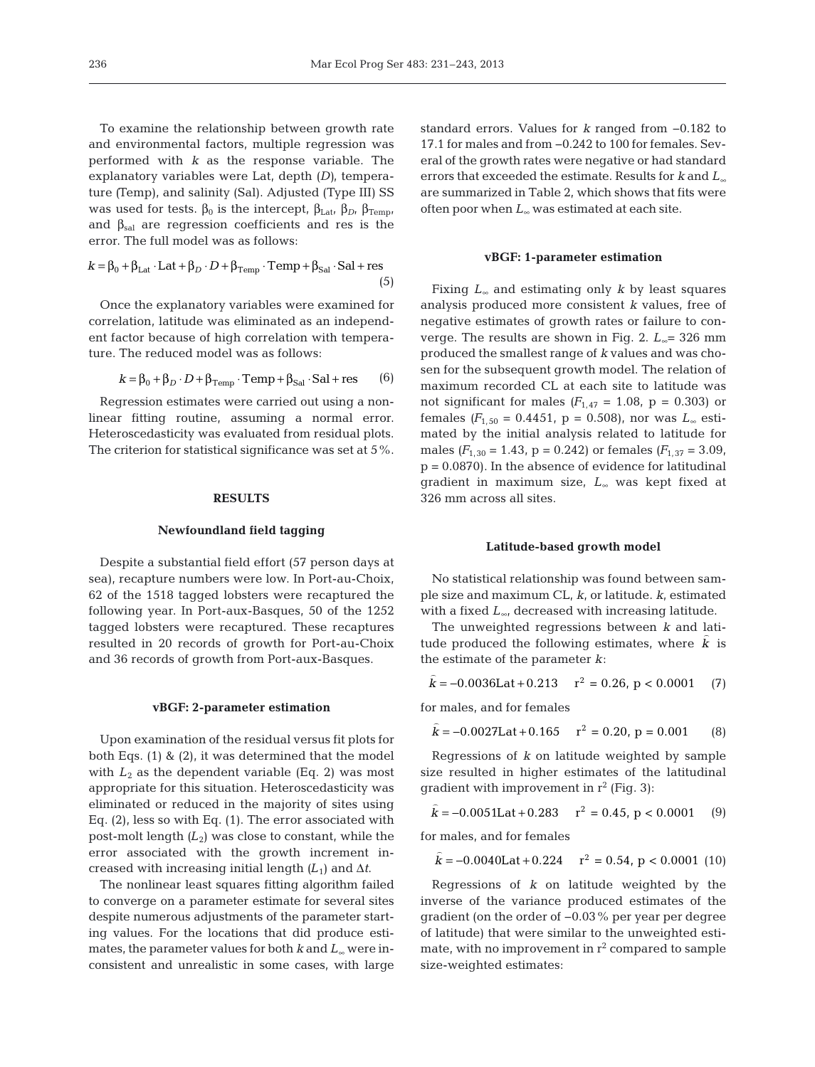To examine the relationship between growth rate and environmental factors, multiple regression was performed with $k$ as the response variable. The explanatory variables were Lat, depth ($D$), temperature (Temp), and salinity (Sal). Adjusted (Type III) SS was used for tests. $\beta_0$ is the intercept, $\beta_{Lat}$, $\beta_D$, $\beta_{Temp}$, and $\beta_{sal}$ are regression coefficients and res is the error. The full model was as follows:

$$k = \beta_0 + \beta_{Lat} \cdot \text{Lat} + \beta_D \cdot D + \beta_{Temp} \cdot \text{Temp} + \beta_{Sal} \cdot \text{Sal} + \text{res} \quad (5)$$

Once the explanatory variables were examined for correlation, latitude was eliminated as an independent factor because of high correlation with temperature. The reduced model was as follows:

$$k = \beta_0 + \beta_D \cdot D + \beta_{Temp} \cdot \text{Temp} + \beta_{Sal} \cdot \text{Sal} + \text{res} \quad (6)$$

Regression estimates were carried out using a nonlinear fitting routine, assuming a normal error. Heteroscedasticity was evaluated from residual plots. The criterion for statistical significance was set at 5%.

## RESULTS

### Newfoundland field tagging

Despite a substantial field effort (57 person days at sea), recapture numbers were low. In Port-au-Choix, 62 of the 1518 tagged lobsters were recaptured the following year. In Port-aux-Basques, 50 of the 1252 tagged lobsters were recaptured. These recaptures resulted in 20 records of growth for Port-au-Choix and 36 records of growth from Port-aux-Basques.

### vBGF: 2-parameter estimation

Upon examination of the residual versus fit plots for both Eqs. (1) & (2), it was determined that the model with $L_2$ as the dependent variable (Eq. 2) was most appropriate for this situation. Heteroscedasticity was eliminated or reduced in the majority of sites using Eq. (2), less so with Eq. (1). The error associated with post-molt length ($L_2$) was close to constant, while the error associated with the growth increment increased with increasing initial length ($L_1$) and $\Delta t$.

The nonlinear least squares fitting algorithm failed to converge on a parameter estimate for several sites despite numerous adjustments of the parameter starting values. For the locations that did produce estimates, the parameter values for both $k$ and $L_\infty$ were inconsistent and unrealistic in some cases, with large standard errors. Values for $k$ ranged from −0.182 to 17.1 for males and from −0.242 to 100 for females. Several of the growth rates were negative or had standard errors that exceeded the estimate. Results for $k$ and $L_\infty$ are summarized in Table 2, which shows that fits were often poor when $L_\infty$ was estimated at each site.

### vBGF: 1-parameter estimation

Fixing $L_\infty$ and estimating only $k$ by least squares analysis produced more consistent $k$ values, free of negative estimates of growth rates or failure to converge. The results are shown in Fig. 2. $L_\infty$ = 326 mm produced the smallest range of $k$ values and was chosen for the subsequent growth model. The relation of maximum recorded CL at each site to latitude was not significant for males ($F_{1,47}$ = 1.08, p = 0.303) or females ($F_{1,50}$ = 0.4451, p = 0.508), nor was $L_\infty$ estimated by the initial analysis related to latitude for males ($F_{1,30}$ = 1.43, p = 0.242) or females ($F_{1,37}$ = 3.09, p = 0.0870). In the absence of evidence for latitudinal gradient in maximum size, $L_\infty$ was kept fixed at 326 mm across all sites.

### Latitude-based growth model

No statistical relationship was found between sample size and maximum CL, $k$, or latitude. $k$, estimated with a fixed $L_\infty$, decreased with increasing latitude.

The unweighted regressions between $k$ and latitude produced the following estimates, where $\hat{k}$ is the estimate of the parameter $k$:

$$\hat{k} = -0.0036\text{Lat} + 0.213 \quad r^2 = 0.26,\ p < 0.0001 \quad (7)$$

for males, and for females

$$\hat{k} = -0.0027\text{Lat} + 0.165 \quad r^2 = 0.20,\ p = 0.001 \quad (8)$$

Regressions of $k$ on latitude weighted by sample size resulted in higher estimates of the latitudinal gradient with improvement in $r^2$ (Fig. 3):

$$\hat{k} = -0.0051\text{Lat} + 0.283 \quad r^2 = 0.45,\ p < 0.0001 \quad (9)$$

for males, and for females

$$\hat{k} = -0.0040\text{Lat} + 0.224 \quad r^2 = 0.54,\ p < 0.0001 \quad (10)$$

Regressions of $k$ on latitude weighted by the inverse of the variance produced estimates of the gradient (on the order of −0.03% per year per degree of latitude) that were similar to the unweighted estimate, with no improvement in $r^2$ compared to sample size-weighted estimates: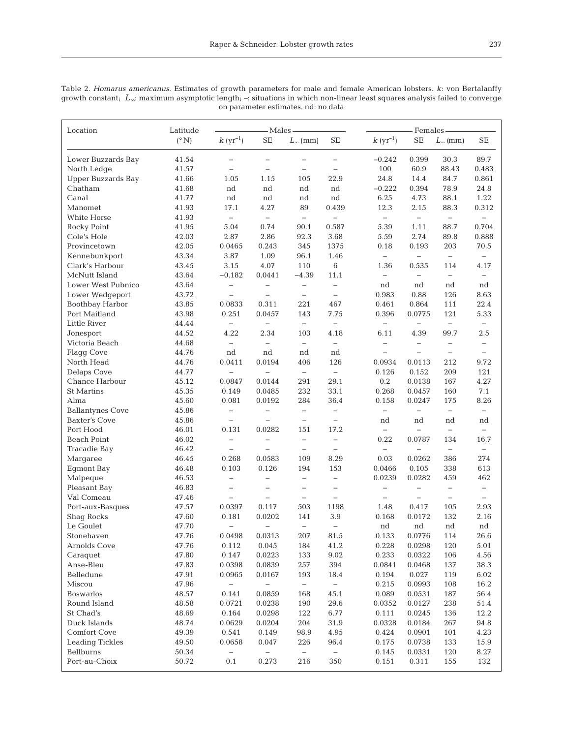Table 2. *Homarus americanus*. Estimates of growth parameters for male and female American lobsters. *k*: von Bertalanffy growth constant; $L_\infty$: maximum asymptotic length; –: situations in which non-linear least squares analysis failed to converge on parameter estimates. nd: no data

| Location | Latitude | Males | | | | Females | | | |
|---|---|---|---|---|---|---|---|---|---|
| | (°N) | $k$ (yr$^{-1}$) | SE | $L_\infty$ (mm) | SE | $k$ (yr$^{-1}$) | SE | $L_\infty$ (mm) | SE |
| Lower Buzzards Bay | 41.54 | – | – | – | – | –0.242 | 0.399 | 30.3 | 89.7 |
| North Ledge | 41.57 | – | – | – | – | 100 | 60.9 | 88.43 | 0.483 |
| Upper Buzzards Bay | 41.66 | 1.05 | 1.15 | 105 | 22.9 | 24.8 | 14.4 | 84.7 | 0.861 |
| Chatham | 41.68 | nd | nd | nd | nd | –0.222 | 0.394 | 78.9 | 24.8 |
| Canal | 41.77 | nd | nd | nd | nd | 6.25 | 4.73 | 88.1 | 1.22 |
| Manomet | 41.93 | 17.1 | 4.27 | 89 | 0.439 | 12.3 | 2.15 | 88.3 | 0.312 |
| White Horse | 41.93 | – | – | – | – | – | – | – | – |
| Rocky Point | 41.95 | 5.04 | 0.74 | 90.1 | 0.587 | 5.39 | 1.11 | 88.7 | 0.704 |
| Cole's Hole | 42.03 | 2.87 | 2.86 | 92.3 | 3.68 | 5.59 | 2.74 | 89.8 | 0.888 |
| Provincetown | 42.05 | 0.0465 | 0.243 | 345 | 1375 | 0.18 | 0.193 | 203 | 70.5 |
| Kennebunkport | 43.34 | 3.87 | 1.09 | 96.1 | 1.46 | – | – | – | – |
| Clark's Harbour | 43.45 | 3.15 | 4.07 | 110 | 6 | 1.36 | 0.535 | 114 | 4.17 |
| McNutt Island | 43.64 | –0.182 | 0.0441 | –4.39 | 11.1 | – | – | – | – |
| Lower West Pubnico | 43.64 | – | – | – | – | nd | nd | nd | nd |
| Lower Wedgeport | 43.72 | – | – | – | – | 0.983 | 0.88 | 126 | 8.63 |
| Boothbay Harbor | 43.85 | 0.0833 | 0.311 | 221 | 467 | 0.461 | 0.864 | 111 | 22.4 |
| Port Maitland | 43.98 | 0.251 | 0.0457 | 143 | 7.75 | 0.396 | 0.0775 | 121 | 5.33 |
| Little River | 44.44 | – | – | – | – | – | – | – | – |
| Jonesport | 44.52 | 4.22 | 2.34 | 103 | 4.18 | 6.11 | 4.39 | 99.7 | 2.5 |
| Victoria Beach | 44.68 | – | – | – | – | – | – | – | – |
| Flagg Cove | 44.76 | nd | nd | nd | nd | – | – | – | – |
| North Head | 44.76 | 0.0411 | 0.0194 | 406 | 126 | 0.0934 | 0.0113 | 212 | 9.72 |
| Delaps Cove | 44.77 | – | – | – | – | 0.126 | 0.152 | 209 | 121 |
| Chance Harbour | 45.12 | 0.0847 | 0.0144 | 291 | 29.1 | 0.2 | 0.0138 | 167 | 4.27 |
| St Martins | 45.35 | 0.149 | 0.0485 | 232 | 33.1 | 0.268 | 0.0457 | 160 | 7.1 |
| Alma | 45.60 | 0.081 | 0.0192 | 284 | 36.4 | 0.158 | 0.0247 | 175 | 8.26 |
| Ballantynes Cove | 45.86 | – | – | – | – | – | – | – | – |
| Baxter's Cove | 45.86 | – | – | – | – | nd | nd | nd | nd |
| Port Hood | 46.01 | 0.131 | 0.0282 | 151 | 17.2 | – | – | – | – |
| Beach Point | 46.02 | – | – | – | – | 0.22 | 0.0787 | 134 | 16.7 |
| Tracadie Bay | 46.42 | – | – | – | – | – | – | – | – |
| Margaree | 46.45 | 0.268 | 0.0583 | 109 | 8.29 | 0.03 | 0.0262 | 386 | 274 |
| Egmont Bay | 46.48 | 0.103 | 0.126 | 194 | 153 | 0.0466 | 0.105 | 338 | 613 |
| Malpeque | 46.53 | – | – | – | – | 0.0239 | 0.0282 | 459 | 462 |
| Pleasant Bay | 46.83 | – | – | – | – | – | – | – | – |
| Val Comeau | 47.46 | – | – | – | – | – | – | – | – |
| Port-aux-Basques | 47.57 | 0.0397 | 0.117 | 503 | 1198 | 1.48 | 0.417 | 105 | 2.93 |
| Shag Rocks | 47.60 | 0.181 | 0.0202 | 141 | 3.9 | 0.168 | 0.0172 | 132 | 2.16 |
| Le Goulet | 47.70 | – | – | – | – | nd | nd | nd | nd |
| Stonehaven | 47.76 | 0.0498 | 0.0313 | 207 | 81.5 | 0.133 | 0.0776 | 114 | 26.6 |
| Arnolds Cove | 47.76 | 0.112 | 0.045 | 184 | 41.2 | 0.228 | 0.0298 | 120 | 5.01 |
| Caraquet | 47.80 | 0.147 | 0.0223 | 133 | 9.02 | 0.233 | 0.0322 | 106 | 4.56 |
| Anse-Bleu | 47.83 | 0.0398 | 0.0839 | 257 | 394 | 0.0841 | 0.0468 | 137 | 38.3 |
| Belledune | 47.91 | 0.0965 | 0.0167 | 193 | 18.4 | 0.194 | 0.027 | 119 | 6.02 |
| Miscou | 47.96 | – | – | – | – | 0.215 | 0.0993 | 108 | 16.2 |
| Boswarlos | 48.57 | 0.141 | 0.0859 | 168 | 45.1 | 0.089 | 0.0531 | 187 | 56.4 |
| Round Island | 48.58 | 0.0721 | 0.0238 | 190 | 29.6 | 0.0352 | 0.0127 | 238 | 51.4 |
| St Chad's | 48.69 | 0.164 | 0.0298 | 122 | 6.77 | 0.111 | 0.0245 | 136 | 12.2 |
| Duck Islands | 48.74 | 0.0629 | 0.0204 | 204 | 31.9 | 0.0328 | 0.0184 | 267 | 94.8 |
| Comfort Cove | 49.39 | 0.541 | 0.149 | 98.9 | 4.95 | 0.424 | 0.0901 | 101 | 4.23 |
| Leading Tickles | 49.50 | 0.0658 | 0.047 | 226 | 96.4 | 0.175 | 0.0738 | 133 | 15.9 |
| Bellburns | 50.34 | – | – | – | – | 0.145 | 0.0331 | 120 | 8.27 |
| Port-au-Choix | 50.72 | 0.1 | 0.273 | 216 | 350 | 0.151 | 0.311 | 155 | 132 |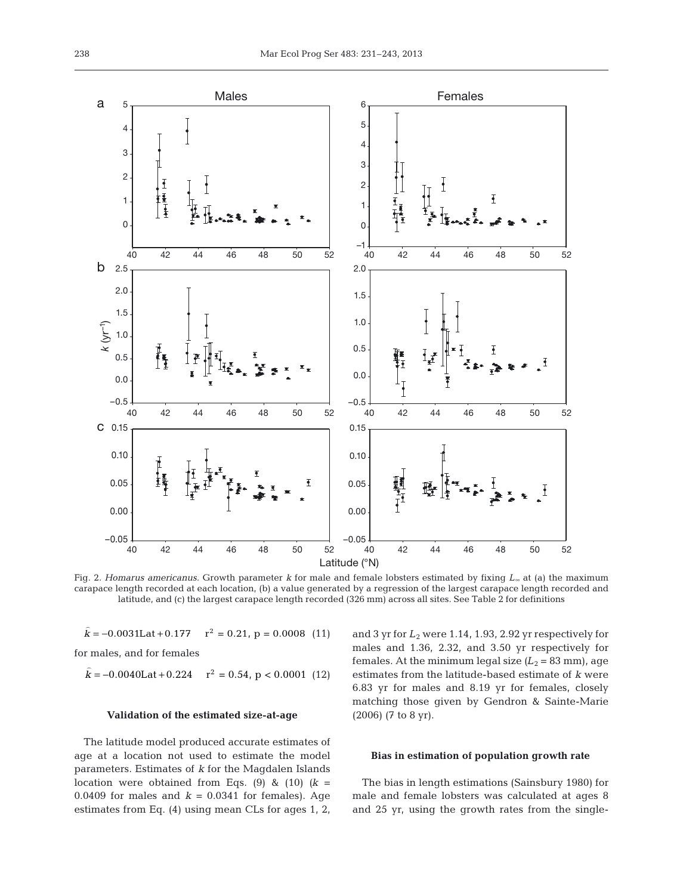Fig. 2. *Homarus americanus.* Growth parameter *k* for male and female lobsters estimated by fixing $L_\infty$ at (a) the maximum carapace length recorded at each location, (b) a value generated by a regression of the largest carapace length recorded and latitude, and (c) the largest carapace length recorded (326 mm) across all sites. See Table 2 for definitions

$$\hat{k} = -0.0031\text{Lat} + 0.177 \quad r^2 = 0.21,\ p = 0.0008 \quad (11)$$

for males, and for females

$$\hat{k} = -0.0040\text{Lat} + 0.224 \quad r^2 = 0.54,\ p < 0.0001 \quad (12)$$

### Validation of the estimated size-at-age

The latitude model produced accurate estimates of age at a location not used to estimate the model parameters. Estimates of *k* for the Magdalen Islands location were obtained from Eqs. (9) & (10) ($k$ = 0.0409 for males and $k$ = 0.0341 for females). Age estimates from Eq. (4) using mean CLs for ages 1, 2, and 3 yr for $L_2$ were 1.14, 1.93, 2.92 yr respectively for males and 1.36, 2.32, and 3.50 yr respectively for females. At the minimum legal size ($L_2$ = 83 mm), age estimates from the latitude-based estimate of *k* were 6.83 yr for males and 8.19 yr for females, closely matching those given by Gendron & Sainte-Marie (2006) (7 to 8 yr).

### Bias in estimation of population growth rate

The bias in length estimations (Sainsbury 1980) for male and female lobsters was calculated at ages 8 and 25 yr, using the growth rates from the single-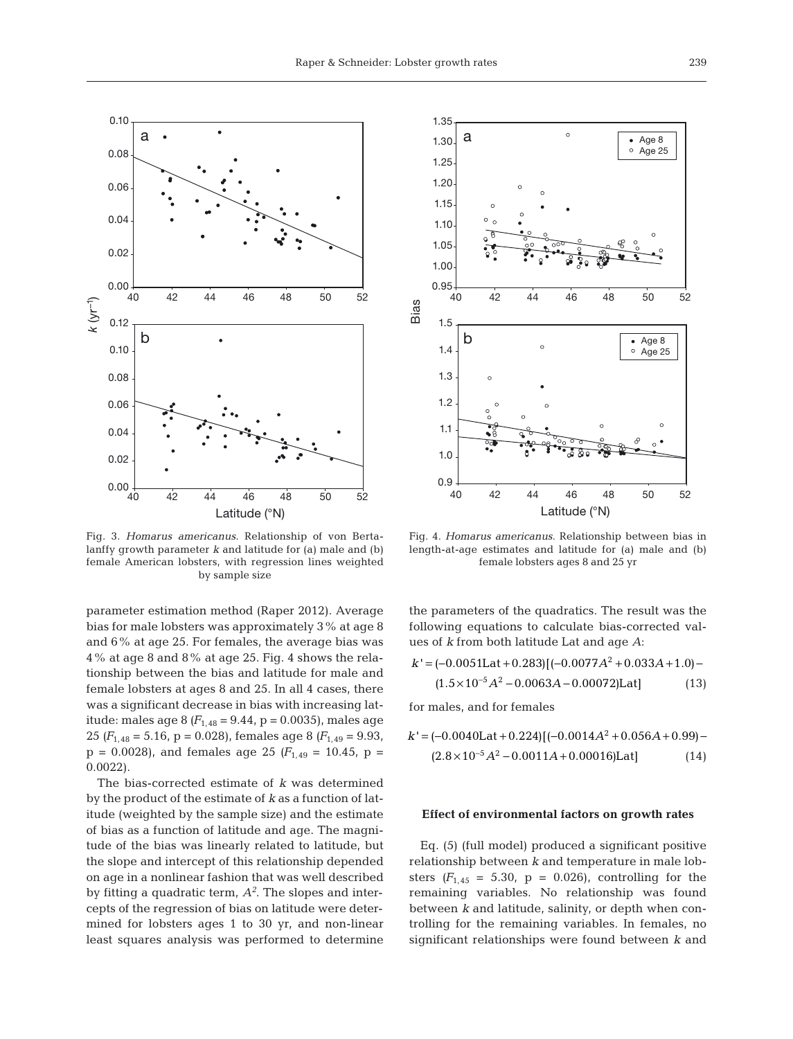Fig. 3. *Homarus americanus*. Relationship of von Bertalanffy growth parameter *k* and latitude for (a) male and (b) female American lobsters, with regression lines weighted by sample size

Fig. 4. *Homarus americanus*. Relationship between bias in length-at-age estimates and latitude for (a) male and (b) female lobsters ages 8 and 25 yr

parameter estimation method (Raper 2012). Average bias for male lobsters was approximately 3% at age 8 and 6% at age 25. For females, the average bias was 4% at age 8 and 8% at age 25. Fig. 4 shows the relationship between the bias and latitude for male and female lobsters at ages 8 and 25. In all 4 cases, there was a significant decrease in bias with increasing latitude: males age 8 ($F_{1,48}$ = 9.44, p = 0.0035), males age 25 ($F_{1,48}$ = 5.16, p = 0.028), females age 8 ($F_{1,49}$ = 9.93, p = 0.0028), and females age 25 ($F_{1,49}$ = 10.45, p = 0.0022).

The bias-corrected estimate of *k* was determined by the product of the estimate of *k* as a function of latitude (weighted by the sample size) and the estimate of bias as a function of latitude and age. The magnitude of the bias was linearly related to latitude, but the slope and intercept of this relationship depended on age in a nonlinear fashion that was well described by fitting a quadratic term, $A^2$. The slopes and intercepts of the regression of bias on latitude were determined for lobsters ages 1 to 30 yr, and non-linear least squares analysis was performed to determine the parameters of the quadratics. The result was the following equations to calculate bias-corrected values of *k* from both latitude Lat and age *A*:

$$k' = (-0.0051\text{Lat} + 0.283)[(-0.0077A^2 + 0.033A + 1.0) - (1.5\times10^{-5}A^2 - 0.0063A - 0.00072)\text{Lat}] \quad (13)$$

for males, and for females

$$k' = (-0.0040\text{Lat} + 0.224)[(-0.0014A^2 + 0.056A + 0.99) - (2.8\times10^{-5}A^2 - 0.0011A + 0.00016)\text{Lat}] \quad (14)$$

## Effect of environmental factors on growth rates

Eq. (5) (full model) produced a significant positive relationship between *k* and temperature in male lobsters ($F_{1,45}$ = 5.30, p = 0.026), controlling for the remaining variables. No relationship was found between *k* and latitude, salinity, or depth when controlling for the remaining variables. In females, no significant relationships were found between *k* and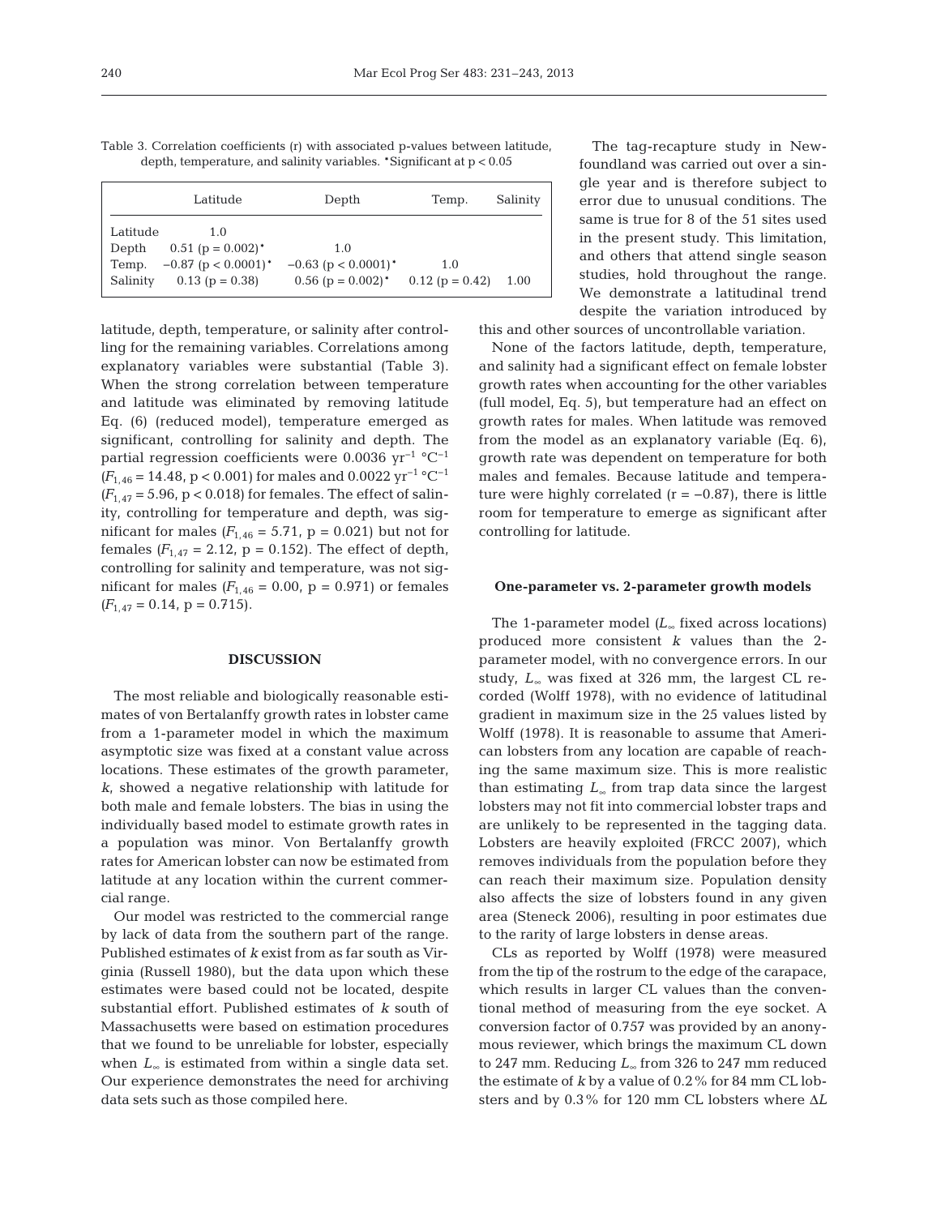Table 3. Correlation coefficients (r) with associated p-values between latitude, depth, temperature, and salinity variables. *Significant at $p < 0.05$

| | Latitude | Depth | Temp. | Salinity |
|---|---|---|---|---|
| Latitude | 1.0 | | | |
| Depth | 0.51 (p = 0.002)* | 1.0 | | |
| Temp. | −0.87 (p < 0.0001)* | −0.63 (p < 0.0001)* | 1.0 | |
| Salinity | 0.13 (p = 0.38) | 0.56 (p = 0.002)* | 0.12 (p = 0.42) | 1.00 |

latitude, depth, temperature, or salinity after controlling for the remaining variables. Correlations among explanatory variables were substantial (Table 3). When the strong correlation between temperature and latitude was eliminated by removing latitude Eq. (6) (reduced model), temperature emerged as significant, controlling for salinity and depth. The partial regression coefficients were 0.0036 $yr^{-1}$ $°C^{-1}$ ($F_{1,46} = 14.48$, $p < 0.001$) for males and 0.0022 $yr^{-1}$ $°C^{-1}$ ($F_{1,47} = 5.96$, $p < 0.018$) for females. The effect of salinity, controlling for temperature and depth, was significant for males ($F_{1,46} = 5.71$, $p = 0.021$) but not for females ($F_{1,47} = 2.12$, $p = 0.152$). The effect of depth, controlling for salinity and temperature, was not significant for males ($F_{1,46} = 0.00$, $p = 0.971$) or females ($F_{1,47} = 0.14$, $p = 0.715$).

## DISCUSSION

The most reliable and biologically reasonable estimates of von Bertalanffy growth rates in lobster came from a 1-parameter model in which the maximum asymptotic size was fixed at a constant value across locations. These estimates of the growth parameter, *k*, showed a negative relationship with latitude for both male and female lobsters. The bias in using the individually based model to estimate growth rates in a population was minor. Von Bertalanffy growth rates for American lobster can now be estimated from latitude at any location within the current commercial range.

Our model was restricted to the commercial range by lack of data from the southern part of the range. Published estimates of *k* exist from as far south as Virginia (Russell 1980), but the data upon which these estimates were based could not be located, despite substantial effort. Published estimates of *k* south of Massachusetts were based on estimation procedures that we found to be unreliable for lobster, especially when $L_\infty$ is estimated from within a single data set. Our experience demonstrates the need for archiving data sets such as those compiled here.

The tag-recapture study in Newfoundland was carried out over a single year and is therefore subject to error due to unusual conditions. The same is true for 8 of the 51 sites used in the present study. This limitation, and others that attend single season studies, hold throughout the range. We demonstrate a latitudinal trend despite the variation introduced by this and other sources of uncontrollable variation.

None of the factors latitude, depth, temperature, and salinity had a significant effect on female lobster growth rates when accounting for the other variables (full model, Eq. 5), but temperature had an effect on growth rates for males. When latitude was removed from the model as an explanatory variable (Eq. 6), growth rate was dependent on temperature for both males and females. Because latitude and temperature were highly correlated ($r = -0.87$), there is little room for temperature to emerge as significant after controlling for latitude.

### One-parameter vs. 2-parameter growth models

The 1-parameter model ($L_\infty$ fixed across locations) produced more consistent *k* values than the 2-parameter model, with no convergence errors. In our study, $L_\infty$ was fixed at 326 mm, the largest CL recorded (Wolff 1978), with no evidence of latitudinal gradient in maximum size in the 25 values listed by Wolff (1978). It is reasonable to assume that American lobsters from any location are capable of reaching the same maximum size. This is more realistic than estimating $L_\infty$ from trap data since the largest lobsters may not fit into commercial lobster traps and are unlikely to be represented in the tagging data. Lobsters are heavily exploited (FRCC 2007), which removes individuals from the population before they can reach their maximum size. Population density also affects the size of lobsters found in any given area (Steneck 2006), resulting in poor estimates due to the rarity of large lobsters in dense areas.

CLs as reported by Wolff (1978) were measured from the tip of the rostrum to the edge of the carapace, which results in larger CL values than the conventional method of measuring from the eye socket. A conversion factor of 0.757 was provided by an anonymous reviewer, which brings the maximum CL down to 247 mm. Reducing $L_\infty$ from 326 to 247 mm reduced the estimate of *k* by a value of 0.2% for 84 mm CL lobsters and by 0.3% for 120 mm CL lobsters where $\Delta L$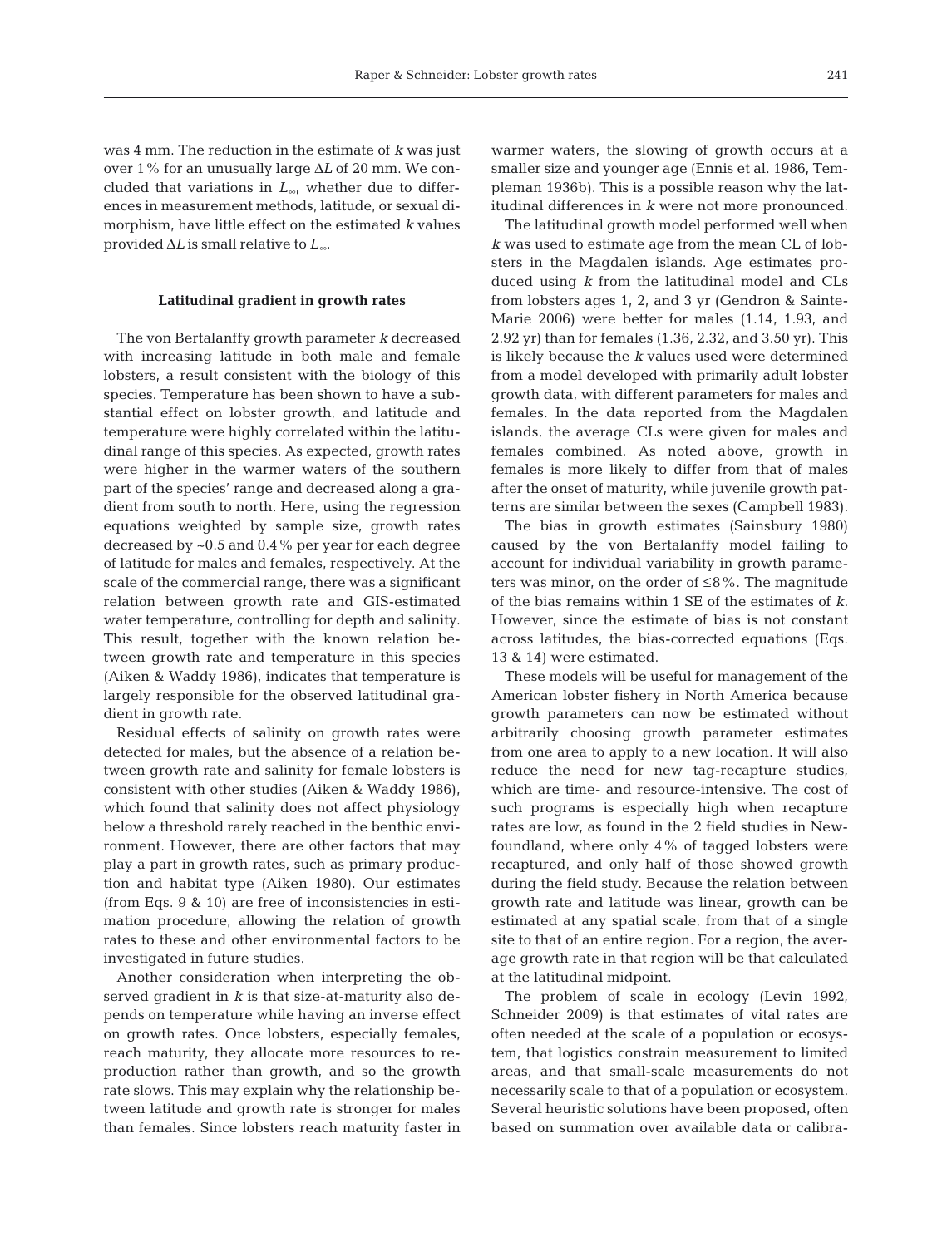was 4 mm. The reduction in the estimate of $k$ was just over 1% for an unusually large $\Delta L$ of 20 mm. We concluded that variations in $L_\infty$, whether due to differences in measurement methods, latitude, or sexual dimorphism, have little effect on the estimated $k$ values provided $\Delta L$ is small relative to $L_\infty$.

### Latitudinal gradient in growth rates

The von Bertalanffy growth parameter $k$ decreased with increasing latitude in both male and female lobsters, a result consistent with the biology of this species. Temperature has been shown to have a substantial effect on lobster growth, and latitude and temperature were highly correlated within the latitudinal range of this species. As expected, growth rates were higher in the warmer waters of the southern part of the species' range and decreased along a gradient from south to north. Here, using the regression equations weighted by sample size, growth rates decreased by ~0.5 and 0.4% per year for each degree of latitude for males and females, respectively. At the scale of the commercial range, there was a significant relation between growth rate and GIS-estimated water temperature, controlling for depth and salinity. This result, together with the known relation between growth rate and temperature in this species (Aiken & Waddy 1986), indicates that temperature is largely responsible for the observed latitudinal gradient in growth rate.

Residual effects of salinity on growth rates were detected for males, but the absence of a relation between growth rate and salinity for female lobsters is consistent with other studies (Aiken & Waddy 1986), which found that salinity does not affect physiology below a threshold rarely reached in the benthic environment. However, there are other factors that may play a part in growth rates, such as primary production and habitat type (Aiken 1980). Our estimates (from Eqs. 9 & 10) are free of inconsistencies in estimation procedure, allowing the relation of growth rates to these and other environmental factors to be investigated in future studies.

Another consideration when interpreting the observed gradient in $k$ is that size-at-maturity also depends on temperature while having an inverse effect on growth rates. Once lobsters, especially females, reach maturity, they allocate more resources to reproduction rather than growth, and so the growth rate slows. This may explain why the relationship between latitude and growth rate is stronger for males than females. Since lobsters reach maturity faster in warmer waters, the slowing of growth occurs at a smaller size and younger age (Ennis et al. 1986, Templeman 1936b). This is a possible reason why the latitudinal differences in $k$ were not more pronounced.

The latitudinal growth model performed well when $k$ was used to estimate age from the mean CL of lobsters in the Magdalen islands. Age estimates produced using $k$ from the latitudinal model and CLs from lobsters ages 1, 2, and 3 yr (Gendron & Sainte-Marie 2006) were better for males (1.14, 1.93, and 2.92 yr) than for females (1.36, 2.32, and 3.50 yr). This is likely because the $k$ values used were determined from a model developed with primarily adult lobster growth data, with different parameters for males and females. In the data reported from the Magdalen islands, the average CLs were given for males and females combined. As noted above, growth in females is more likely to differ from that of males after the onset of maturity, while juvenile growth patterns are similar between the sexes (Campbell 1983).

The bias in growth estimates (Sainsbury 1980) caused by the von Bertalanffy model failing to account for individual variability in growth parameters was minor, on the order of ≤8%. The magnitude of the bias remains within 1 SE of the estimates of $k$. However, since the estimate of bias is not constant across latitudes, the bias-corrected equations (Eqs. 13 & 14) were estimated.

These models will be useful for management of the American lobster fishery in North America because growth parameters can now be estimated without arbitrarily choosing growth parameter estimates from one area to apply to a new location. It will also reduce the need for new tag-recapture studies, which are time- and resource-intensive. The cost of such programs is especially high when recapture rates are low, as found in the 2 field studies in Newfoundland, where only 4% of tagged lobsters were recaptured, and only half of those showed growth during the field study. Because the relation between growth rate and latitude was linear, growth can be estimated at any spatial scale, from that of a single site to that of an entire region. For a region, the average growth rate in that region will be that calculated at the latitudinal midpoint.

The problem of scale in ecology (Levin 1992, Schneider 2009) is that estimates of vital rates are often needed at the scale of a population or ecosystem, that logistics constrain measurement to limited areas, and that small-scale measurements do not necessarily scale to that of a population or ecosystem. Several heuristic solutions have been proposed, often based on summation over available data or calibra-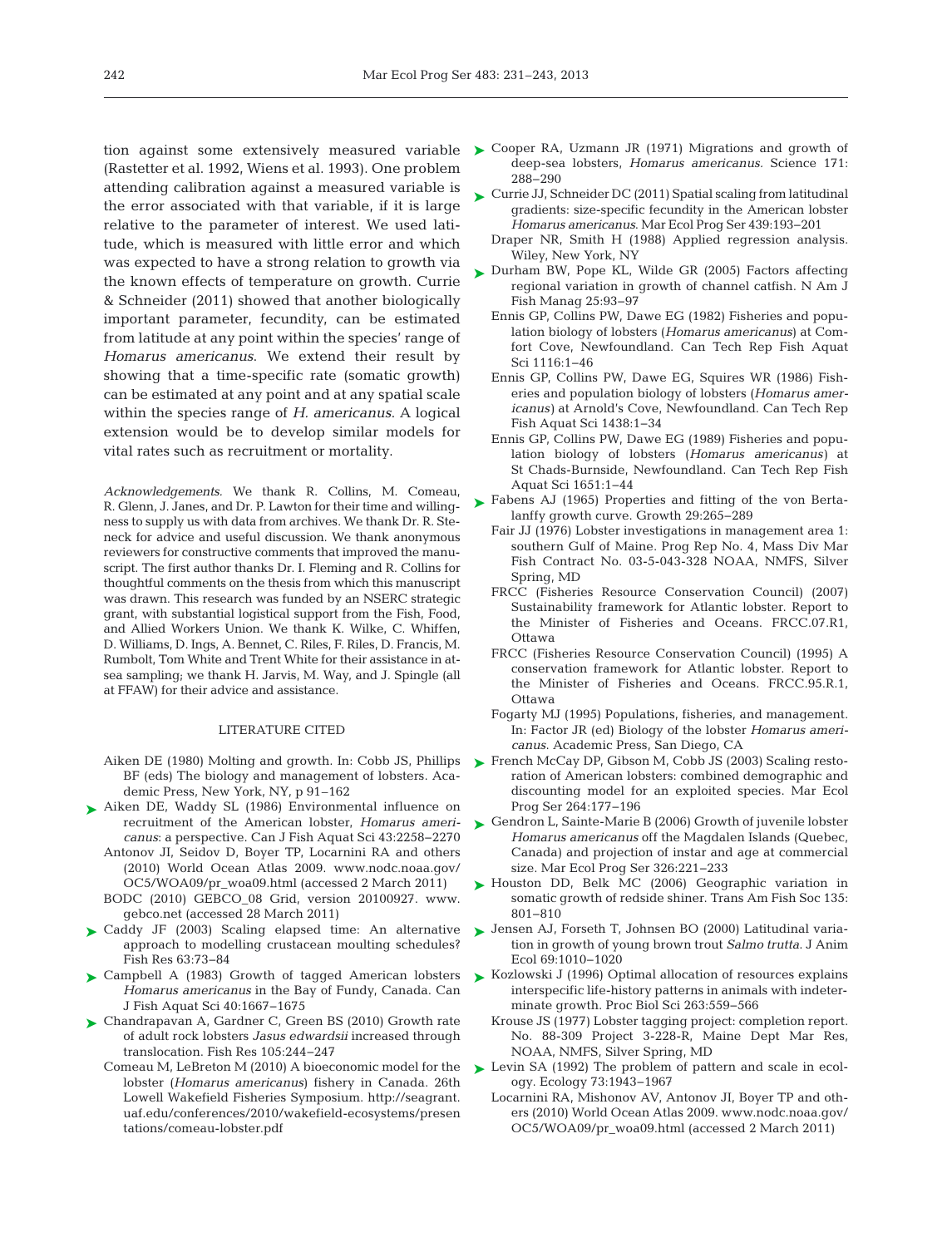tion against some extensively measured variable (Rastetter et al. 1992, Wiens et al. 1993). One problem attending calibration against a measured variable is the error associated with that variable, if it is large relative to the parameter of interest. We used latitude, which is measured with little error and which was expected to have a strong relation to growth via the known effects of temperature on growth. Currie & Schneider (2011) showed that another biologically important parameter, fecundity, can be estimated from latitude at any point within the species' range of *Homarus americanus*. We extend their result by showing that a time-specific rate (somatic growth) can be estimated at any point and at any spatial scale within the species range of *H. americanus*. A logical extension would be to develop similar models for vital rates such as recruitment or mortality.

*Acknowledgements*. We thank R. Collins, M. Comeau, R. Glenn, J. Janes, and Dr. P. Lawton for their time and willingness to supply us with data from archives. We thank Dr. R. Steneck for advice and useful discussion. We thank anonymous reviewers for constructive comments that improved the manuscript. The first author thanks Dr. I. Fleming and R. Collins for thoughtful comments on the thesis from which this manuscript was drawn. This research was funded by an NSERC strategic grant, with substantial logistical support from the Fish, Food, and Allied Workers Union. We thank K. Wilke, C. Whiffen, D. Williams, D. Ings, A. Bennet, C. Riles, F. Riles, D. Francis, M. Rumbolt, Tom White and Trent White for their assistance in at-sea sampling; we thank H. Jarvis, M. Way, and J. Spingle (all at FFAW) for their advice and assistance.

## LITERATURE CITED

Aiken DE (1980) Molting and growth. In: Cobb JS, Phillips BF (eds) The biology and management of lobsters. Academic Press, New York, NY, p 91–162

Aiken DE, Waddy SL (1986) Environmental influence on recruitment of the American lobster, *Homarus americanus*: a perspective. Can J Fish Aquat Sci 43:2258–2270

Antonov JI, Seidov D, Boyer TP, Locarnini RA and others (2010) World Ocean Atlas 2009. www.nodc.noaa.gov/OC5/WOA09/pr_woa09.html (accessed 2 March 2011)

BODC (2010) GEBCO_08 Grid, version 20100927. www.gebco.net (accessed 28 March 2011)

Caddy JF (2003) Scaling elapsed time: An alternative approach to modelling crustacean moulting schedules? Fish Res 63:73–84

Campbell A (1983) Growth of tagged American lobsters *Homarus americanus* in the Bay of Fundy, Canada. Can J Fish Aquat Sci 40:1667–1675

Chandrapavan A, Gardner C, Green BS (2010) Growth rate of adult rock lobsters *Jasus edwardsii* increased through translocation. Fish Res 105:244–247

Comeau M, LeBreton M (2010) A bioeconomic model for the lobster (*Homarus americanus*) fishery in Canada. 26th Lowell Wakefield Fisheries Symposium. http://seagrant.uaf.edu/conferences/2010/wakefield-ecosystems/presentations/comeau-lobster.pdf

Cooper RA, Uzmann JR (1971) Migrations and growth of deep-sea lobsters, *Homarus americanus.* Science 171: 288–290

Currie JJ, Schneider DC (2011) Spatial scaling from latitudinal gradients: size-specific fecundity in the American lobster *Homarus americanus*. Mar Ecol Prog Ser 439:193–201

Draper NR, Smith H (1988) Applied regression analysis. Wiley, New York, NY

Durham BW, Pope KL, Wilde GR (2005) Factors affecting regional variation in growth of channel catfish. N Am J Fish Manag 25:93–97

Ennis GP, Collins PW, Dawe EG (1982) Fisheries and population biology of lobsters (*Homarus americanus*) at Comfort Cove, Newfoundland. Can Tech Rep Fish Aquat Sci 1116:1–46

Ennis GP, Collins PW, Dawe EG, Squires WR (1986) Fisheries and population biology of lobsters (*Homarus americanus*) at Arnold's Cove, Newfoundland. Can Tech Rep Fish Aquat Sci 1438:1–34

Ennis GP, Collins PW, Dawe EG (1989) Fisheries and population biology of lobsters (*Homarus americanus*) at St Chads-Burnside, Newfoundland. Can Tech Rep Fish Aquat Sci 1651:1–44

Fabens AJ (1965) Properties and fitting of the von Bertalanffy growth curve. Growth 29:265–289

Fair JJ (1976) Lobster investigations in management area 1: southern Gulf of Maine. Prog Rep No. 4, Mass Div Mar Fish Contract No. 03-5-043-328 NOAA, NMFS, Silver Spring, MD

FRCC (Fisheries Resource Conservation Council) (2007) Sustainability framework for Atlantic lobster. Report to the Minister of Fisheries and Oceans. FRCC.07.R1, Ottawa

FRCC (Fisheries Resource Conservation Council) (1995) A conservation framework for Atlantic lobster. Report to the Minister of Fisheries and Oceans. FRCC.95.R.1, Ottawa

Fogarty MJ (1995) Populations, fisheries, and management. In: Factor JR (ed) Biology of the lobster *Homarus americanus*. Academic Press, San Diego, CA

French McCay DP, Gibson M, Cobb JS (2003) Scaling restoration of American lobsters: combined demographic and discounting model for an exploited species. Mar Ecol Prog Ser 264:177–196

Gendron L, Sainte-Marie B (2006) Growth of juvenile lobster *Homarus americanus* off the Magdalen Islands (Quebec, Canada) and projection of instar and age at commercial size. Mar Ecol Prog Ser 326:221–233

Houston DD, Belk MC (2006) Geographic variation in somatic growth of redside shiner. Trans Am Fish Soc 135: 801–810

Jensen AJ, Forseth T, Johnsen BO (2000) Latitudinal variation in growth of young brown trout *Salmo trutta*. J Anim Ecol 69:1010–1020

Kozlowski J (1996) Optimal allocation of resources explains interspecific life-history patterns in animals with indeterminate growth. Proc Biol Sci 263:559–566

Krouse JS (1977) Lobster tagging project: completion report. No. 88-309 Project 3-228-R, Maine Dept Mar Res, NOAA, NMFS, Silver Spring, MD

Levin SA (1992) The problem of pattern and scale in ecology. Ecology 73:1943–1967

Locarnini RA, Mishonov AV, Antonov JI, Boyer TP and others (2010) World Ocean Atlas 2009. www.nodc.noaa.gov/OC5/WOA09/pr_woa09.html (accessed 2 March 2011)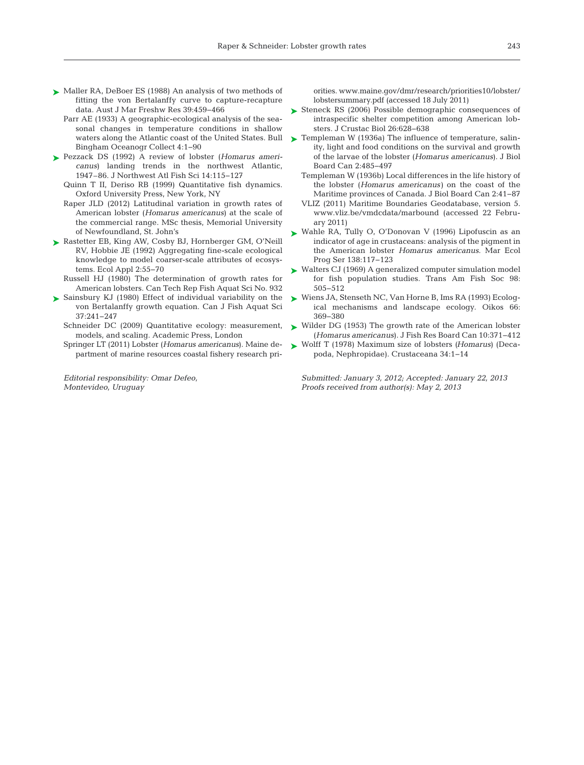Maller RA, DeBoer ES (1988) An analysis of two methods of fitting the von Bertalanffy curve to capture-recapture data. Aust J Mar Freshw Res 39:459–466

Parr AE (1933) A geographic-ecological analysis of the seasonal changes in temperature conditions in shallow waters along the Atlantic coast of the United States. Bull Bingham Oceanogr Collect 4:1–90

Pezzack DS (1992) A review of lobster (*Homarus americanus*) landing trends in the northwest Atlantic, 1947–86. J Northwest Atl Fish Sci 14:115–127

Quinn T II, Deriso RB (1999) Quantitative fish dynamics. Oxford University Press, New York, NY

Raper JLD (2012) Latitudinal variation in growth rates of American lobster (*Homarus americanus*) at the scale of the commercial range. MSc thesis, Memorial University of Newfoundland, St. John's

Rastetter EB, King AW, Cosby BJ, Hornberger GM, O'Neill RV, Hobbie JE (1992) Aggregating fine-scale ecological knowledge to model coarser-scale attributes of ecosystems. Ecol Appl 2:55–70

Russell HJ (1980) The determination of growth rates for American lobsters. Can Tech Rep Fish Aquat Sci No. 932

Sainsbury KJ (1980) Effect of individual variability on the von Bertalanffy growth equation. Can J Fish Aquat Sci 37:241–247

Schneider DC (2009) Quantitative ecology: measurement, models, and scaling. Academic Press, London

Springer LT (2011) Lobster (*Homarus americanus*). Maine department of marine resources coastal fishery research priorities. www.maine.gov/dmr/research/priorities10/lobster/lobstersummary.pdf (accessed 18 July 2011)

Steneck RS (2006) Possible demographic consequences of intraspecific shelter competition among American lobsters. J Crustac Biol 26:628–638

Templeman W (1936a) The influence of temperature, salinity, light and food conditions on the survival and growth of the larvae of the lobster (*Homarus americanus*). J Biol Board Can 2:485–497

Templeman W (1936b) Local differences in the life history of the lobster (*Homarus americanus*) on the coast of the Maritime provinces of Canada. J Biol Board Can 2:41–87

VLIZ (2011) Maritime Boundaries Geodatabase, version 5. www.vliz.be/vmdcdata/marbound (accessed 22 February 2011)

Wahle RA, Tully O, O'Donovan V (1996) Lipofuscin as an indicator of age in crustaceans: analysis of the pigment in the American lobster *Homarus americanus*. Mar Ecol Prog Ser 138:117–123

Walters CJ (1969) A generalized computer simulation model for fish population studies. Trans Am Fish Soc 98: 505–512

Wiens JA, Stenseth NC, Van Horne B, Ims RA (1993) Ecological mechanisms and landscape ecology. Oikos 66: 369–380

Wilder DG (1953) The growth rate of the American lobster (*Homarus americanus*). J Fish Res Board Can 10:371–412

Wolff T (1978) Maximum size of lobsters (*Homarus*) (Decapoda, Nephropidae). Crustaceana 34:1–14

*Editorial responsibility: Omar Defeo, Montevideo, Uruguay*

*Submitted: January 3, 2012; Accepted: January 22, 2013*
*Proofs received from author(s): May 2, 2013*